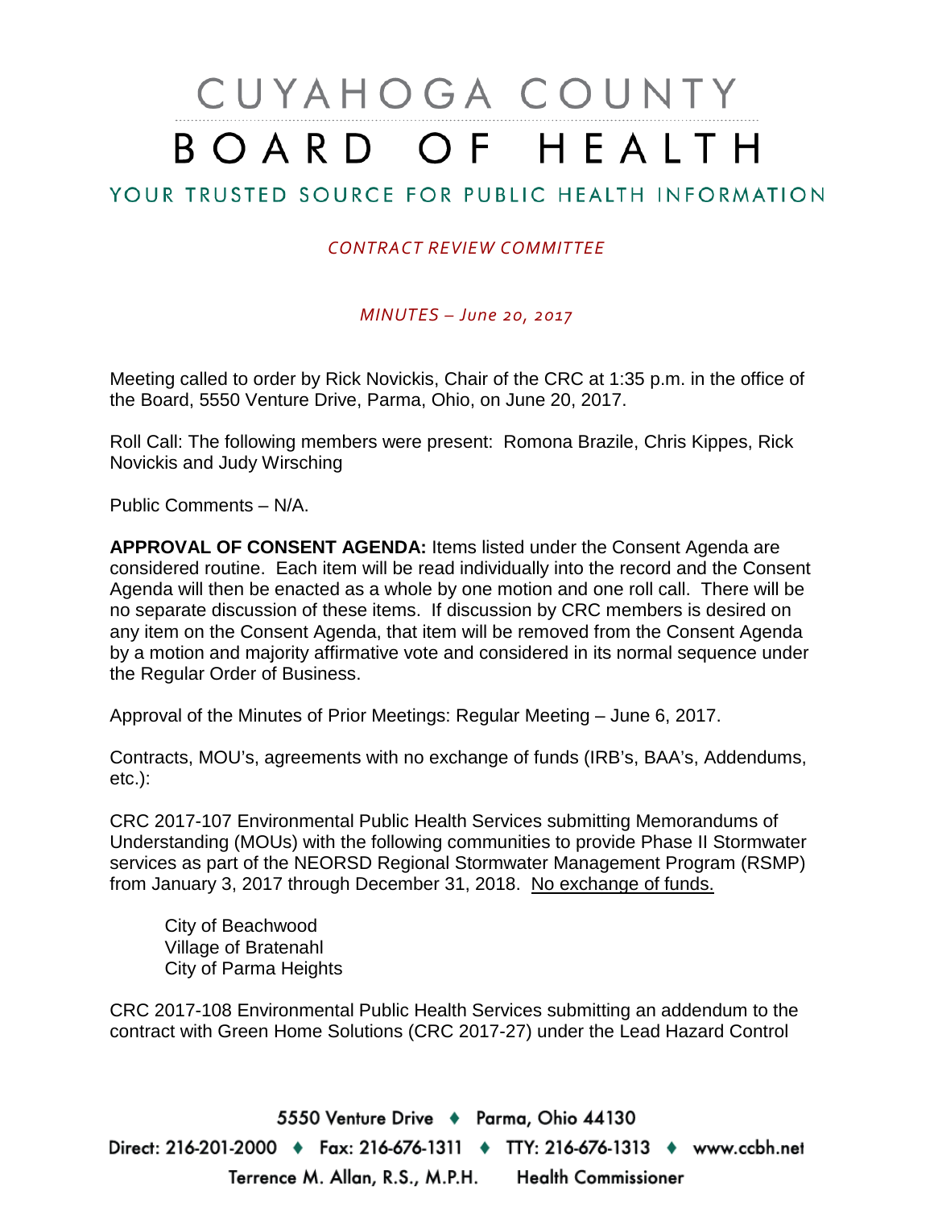# CUYAHOGA COUNTY BOARD OF HEALTH

## YOUR TRUSTED SOURCE FOR PUBLIC HEALTH INFORMATION

*CONTRACT REVIEW COMMITTEE*

*MINUTES – June 20, 2017*

Meeting called to order by Rick Novickis, Chair of the CRC at 1:35 p.m. in the office of the Board, 5550 Venture Drive, Parma, Ohio, on June 20, 2017.

Roll Call: The following members were present: Romona Brazile, Chris Kippes, Rick Novickis and Judy Wirsching

Public Comments – N/A.

**APPROVAL OF CONSENT AGENDA:** Items listed under the Consent Agenda are considered routine. Each item will be read individually into the record and the Consent Agenda will then be enacted as a whole by one motion and one roll call. There will be no separate discussion of these items. If discussion by CRC members is desired on any item on the Consent Agenda, that item will be removed from the Consent Agenda by a motion and majority affirmative vote and considered in its normal sequence under the Regular Order of Business.

Approval of the Minutes of Prior Meetings: Regular Meeting – June 6, 2017.

Contracts, MOU's, agreements with no exchange of funds (IRB's, BAA's, Addendums, etc.):

CRC 2017-107 Environmental Public Health Services submitting Memorandums of Understanding (MOUs) with the following communities to provide Phase II Stormwater services as part of the NEORSD Regional Stormwater Management Program (RSMP) from January 3, 2017 through December 31, 2018. No exchange of funds.

City of Beachwood
Village of Bratenahl
City of Parma Heights

CRC 2017-108 Environmental Public Health Services submitting an addendum to the contract with Green Home Solutions (CRC 2017-27) under the Lead Hazard Control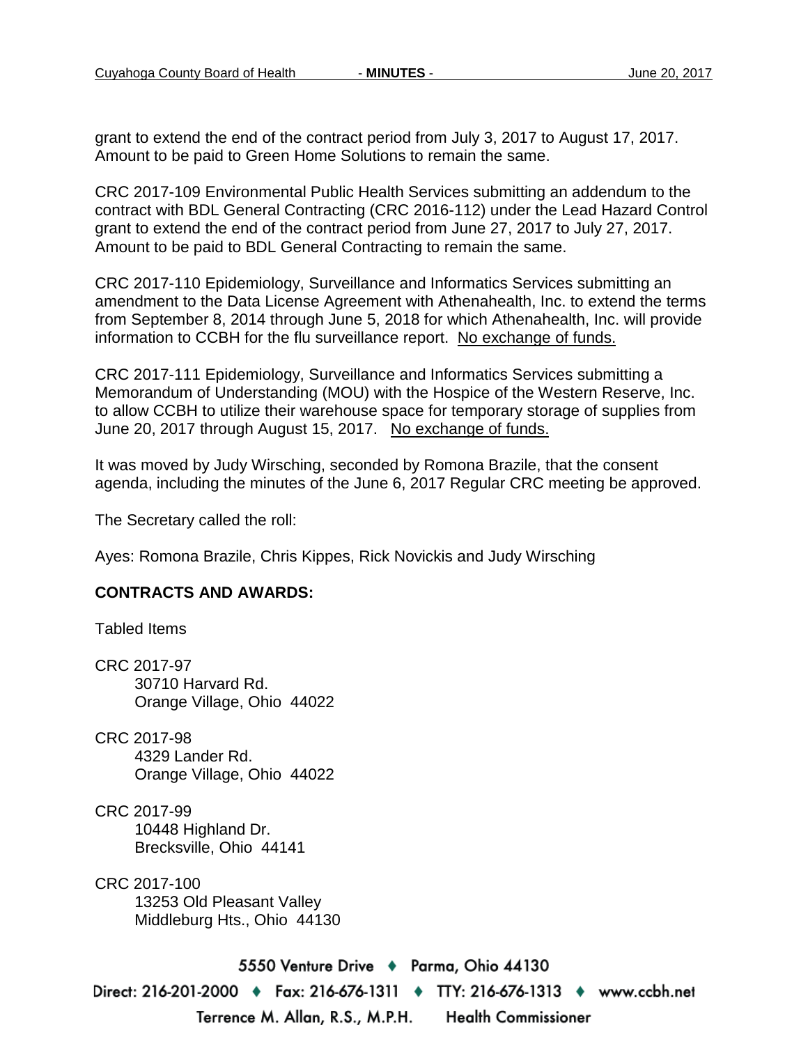grant to extend the end of the contract period from July 3, 2017 to August 17, 2017. Amount to be paid to Green Home Solutions to remain the same.

CRC 2017-109 Environmental Public Health Services submitting an addendum to the contract with BDL General Contracting (CRC 2016-112) under the Lead Hazard Control grant to extend the end of the contract period from June 27, 2017 to July 27, 2017. Amount to be paid to BDL General Contracting to remain the same.

CRC 2017-110 Epidemiology, Surveillance and Informatics Services submitting an amendment to the Data License Agreement with Athenahealth, Inc. to extend the terms from September 8, 2014 through June 5, 2018 for which Athenahealth, Inc. will provide information to CCBH for the flu surveillance report. No exchange of funds.

CRC 2017-111 Epidemiology, Surveillance and Informatics Services submitting a Memorandum of Understanding (MOU) with the Hospice of the Western Reserve, Inc. to allow CCBH to utilize their warehouse space for temporary storage of supplies from June 20, 2017 through August 15, 2017. No exchange of funds.

It was moved by Judy Wirsching, seconded by Romona Brazile, that the consent agenda, including the minutes of the June 6, 2017 Regular CRC meeting be approved.

The Secretary called the roll:

Ayes: Romona Brazile, Chris Kippes, Rick Novickis and Judy Wirsching

**CONTRACTS AND AWARDS:**

Tabled Items

CRC 2017-97
30710 Harvard Rd.
Orange Village, Ohio 44022

CRC 2017-98
4329 Lander Rd.
Orange Village, Ohio 44022

CRC 2017-99
10448 Highland Dr.
Brecksville, Ohio 44141

CRC 2017-100
13253 Old Pleasant Valley
Middleburg Hts., Ohio 44130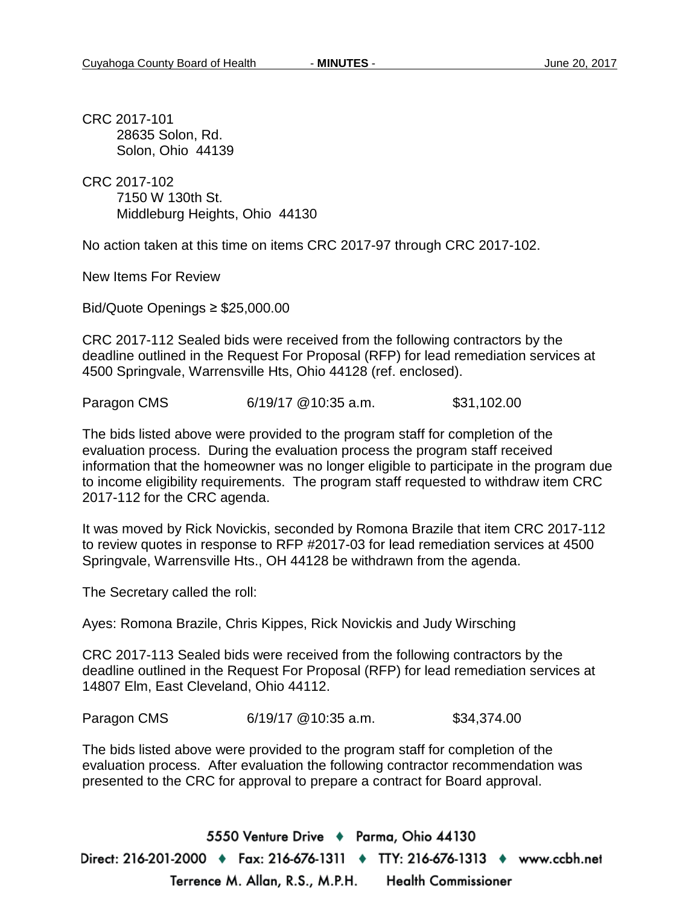CRC 2017-101
28635 Solon, Rd.
Solon, Ohio 44139

CRC 2017-102
7150 W 130th St.
Middleburg Heights, Ohio 44130

No action taken at this time on items CRC 2017-97 through CRC 2017-102.

New Items For Review

Bid/Quote Openings ≥ $25,000.00

CRC 2017-112 Sealed bids were received from the following contractors by the deadline outlined in the Request For Proposal (RFP) for lead remediation services at 4500 Springvale, Warrensville Hts, Ohio 44128 (ref. enclosed).

| Paragon CMS | 6/19/17 @10:35 a.m. | $31,102.00 |
|---|---|---|

The bids listed above were provided to the program staff for completion of the evaluation process. During the evaluation process the program staff received information that the homeowner was no longer eligible to participate in the program due to income eligibility requirements. The program staff requested to withdraw item CRC 2017-112 for the CRC agenda.

It was moved by Rick Novickis, seconded by Romona Brazile that item CRC 2017-112 to review quotes in response to RFP #2017-03 for lead remediation services at 4500 Springvale, Warrensville Hts., OH 44128 be withdrawn from the agenda.

The Secretary called the roll:

Ayes: Romona Brazile, Chris Kippes, Rick Novickis and Judy Wirsching

CRC 2017-113 Sealed bids were received from the following contractors by the deadline outlined in the Request For Proposal (RFP) for lead remediation services at 14807 Elm, East Cleveland, Ohio 44112.

| Paragon CMS | 6/19/17 @10:35 a.m. | $34,374.00 |
|---|---|---|

The bids listed above were provided to the program staff for completion of the evaluation process. After evaluation the following contractor recommendation was presented to the CRC for approval to prepare a contract for Board approval.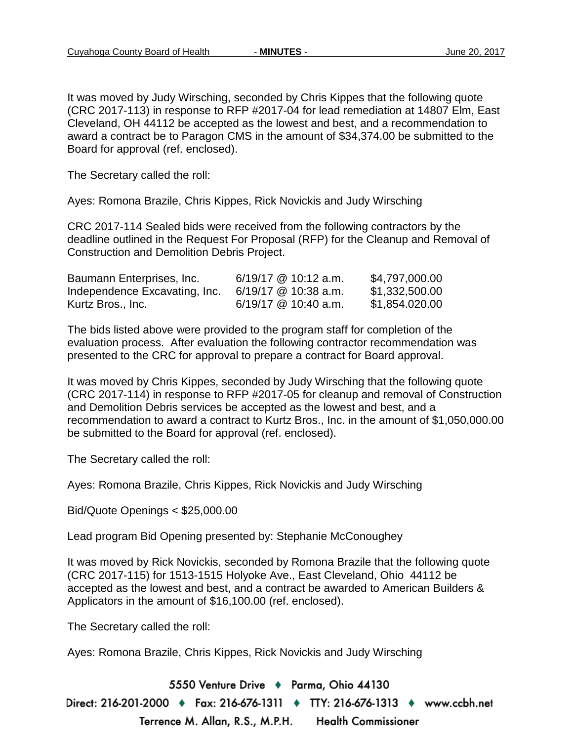It was moved by Judy Wirsching, seconded by Chris Kippes that the following quote (CRC 2017-113) in response to RFP #2017-04 for lead remediation at 14807 Elm, East Cleveland, OH 44112 be accepted as the lowest and best, and a recommendation to award a contract be to Paragon CMS in the amount of $34,374.00 be submitted to the Board for approval (ref. enclosed).

The Secretary called the roll:

Ayes: Romona Brazile, Chris Kippes, Rick Novickis and Judy Wirsching

CRC 2017-114 Sealed bids were received from the following contractors by the deadline outlined in the Request For Proposal (RFP) for the Cleanup and Removal of Construction and Demolition Debris Project.

| | | |
|---|---|---|
| Baumann Enterprises, Inc. | 6/19/17 @ 10:12 a.m. | $4,797,000.00 |
| Independence Excavating, Inc. | 6/19/17 @ 10:38 a.m. | $1,332,500.00 |
| Kurtz Bros., Inc. | 6/19/17 @ 10:40 a.m. | $1,854.020.00 |

The bids listed above were provided to the program staff for completion of the evaluation process. After evaluation the following contractor recommendation was presented to the CRC for approval to prepare a contract for Board approval.

It was moved by Chris Kippes, seconded by Judy Wirsching that the following quote (CRC 2017-114) in response to RFP #2017-05 for cleanup and removal of Construction and Demolition Debris services be accepted as the lowest and best, and a recommendation to award a contract to Kurtz Bros., Inc. in the amount of $1,050,000.00 be submitted to the Board for approval (ref. enclosed).

The Secretary called the roll:

Ayes: Romona Brazile, Chris Kippes, Rick Novickis and Judy Wirsching

Bid/Quote Openings < $25,000.00

Lead program Bid Opening presented by: Stephanie McConoughey

It was moved by Rick Novickis, seconded by Romona Brazile that the following quote (CRC 2017-115) for 1513-1515 Holyoke Ave., East Cleveland, Ohio 44112 be accepted as the lowest and best, and a contract be awarded to American Builders & Applicators in the amount of $16,100.00 (ref. enclosed).

The Secretary called the roll:

Ayes: Romona Brazile, Chris Kippes, Rick Novickis and Judy Wirsching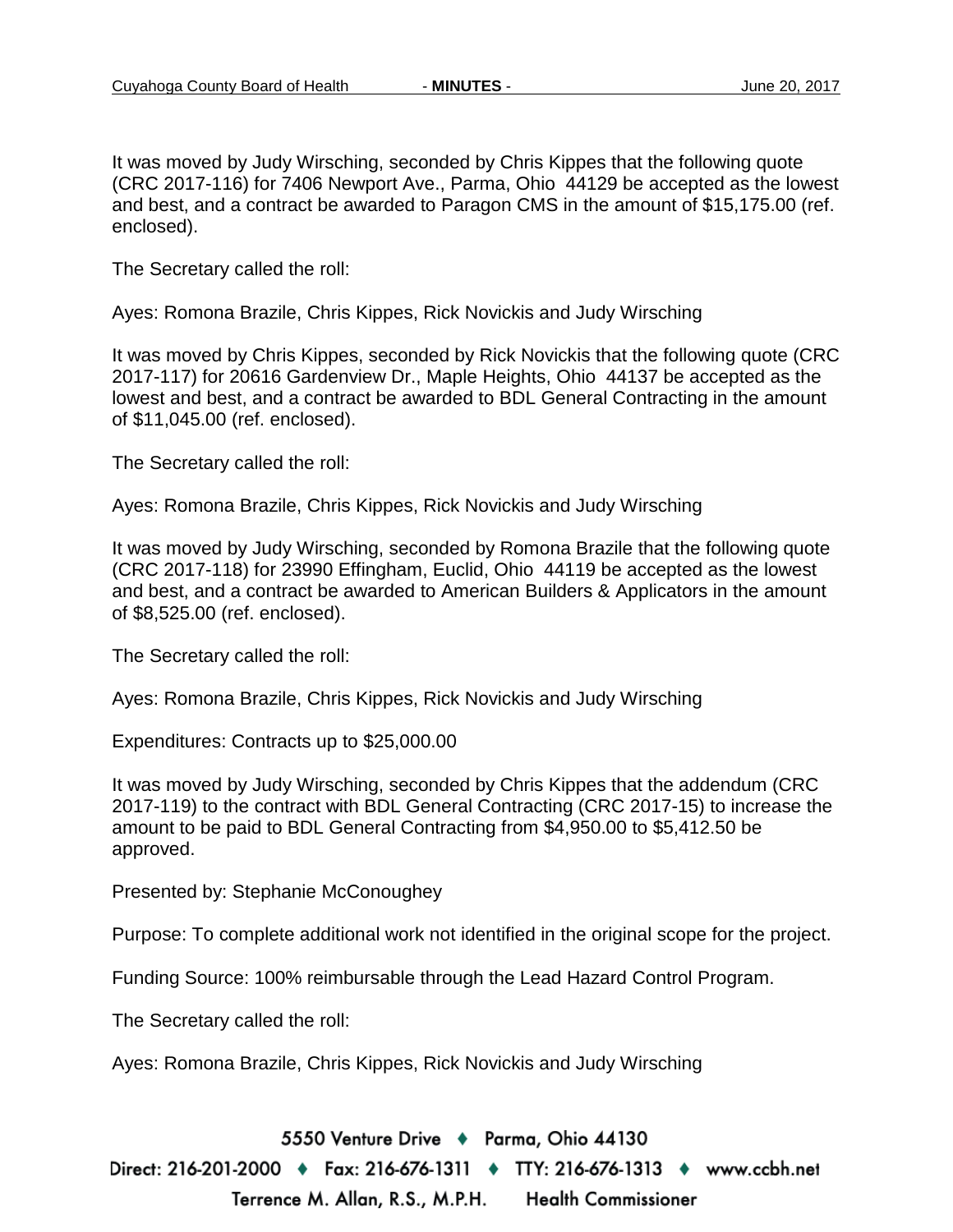It was moved by Judy Wirsching, seconded by Chris Kippes that the following quote (CRC 2017-116) for 7406 Newport Ave., Parma, Ohio 44129 be accepted as the lowest and best, and a contract be awarded to Paragon CMS in the amount of $15,175.00 (ref. enclosed).

The Secretary called the roll:

Ayes: Romona Brazile, Chris Kippes, Rick Novickis and Judy Wirsching

It was moved by Chris Kippes, seconded by Rick Novickis that the following quote (CRC 2017-117) for 20616 Gardenview Dr., Maple Heights, Ohio 44137 be accepted as the lowest and best, and a contract be awarded to BDL General Contracting in the amount of $11,045.00 (ref. enclosed).

The Secretary called the roll:

Ayes: Romona Brazile, Chris Kippes, Rick Novickis and Judy Wirsching

It was moved by Judy Wirsching, seconded by Romona Brazile that the following quote (CRC 2017-118) for 23990 Effingham, Euclid, Ohio 44119 be accepted as the lowest and best, and a contract be awarded to American Builders & Applicators in the amount of $8,525.00 (ref. enclosed).

The Secretary called the roll:

Ayes: Romona Brazile, Chris Kippes, Rick Novickis and Judy Wirsching

Expenditures: Contracts up to $25,000.00

It was moved by Judy Wirsching, seconded by Chris Kippes that the addendum (CRC 2017-119) to the contract with BDL General Contracting (CRC 2017-15) to increase the amount to be paid to BDL General Contracting from $4,950.00 to $5,412.50 be approved.

Presented by: Stephanie McConoughey

Purpose: To complete additional work not identified in the original scope for the project.

Funding Source: 100% reimbursable through the Lead Hazard Control Program.

The Secretary called the roll:

Ayes: Romona Brazile, Chris Kippes, Rick Novickis and Judy Wirsching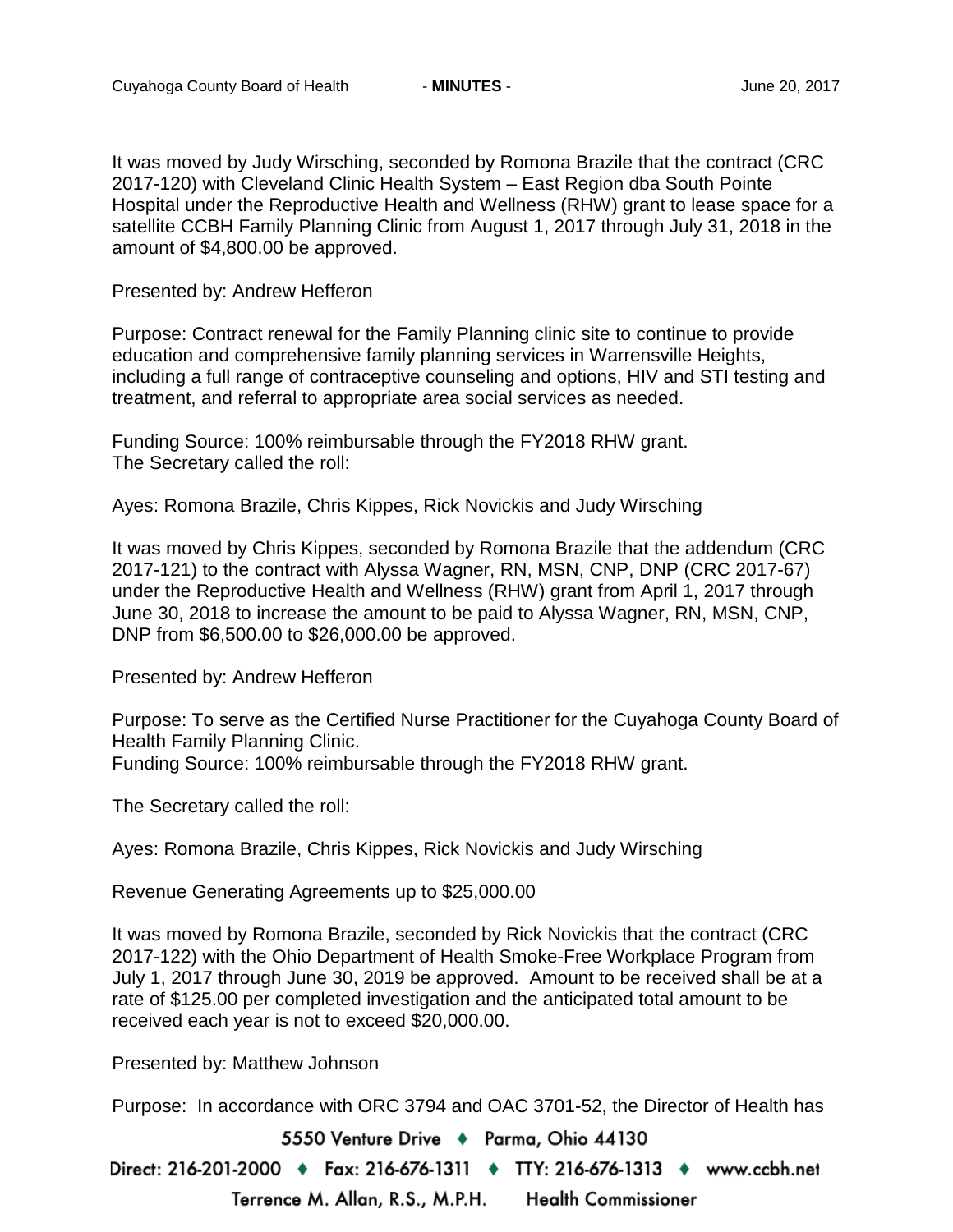It was moved by Judy Wirsching, seconded by Romona Brazile that the contract (CRC 2017-120) with Cleveland Clinic Health System – East Region dba South Pointe Hospital under the Reproductive Health and Wellness (RHW) grant to lease space for a satellite CCBH Family Planning Clinic from August 1, 2017 through July 31, 2018 in the amount of $4,800.00 be approved.

Presented by: Andrew Hefferon

Purpose: Contract renewal for the Family Planning clinic site to continue to provide education and comprehensive family planning services in Warrensville Heights, including a full range of contraceptive counseling and options, HIV and STI testing and treatment, and referral to appropriate area social services as needed.

Funding Source: 100% reimbursable through the FY2018 RHW grant.
The Secretary called the roll:

Ayes: Romona Brazile, Chris Kippes, Rick Novickis and Judy Wirsching

It was moved by Chris Kippes, seconded by Romona Brazile that the addendum (CRC 2017-121) to the contract with Alyssa Wagner, RN, MSN, CNP, DNP (CRC 2017-67) under the Reproductive Health and Wellness (RHW) grant from April 1, 2017 through June 30, 2018 to increase the amount to be paid to Alyssa Wagner, RN, MSN, CNP, DNP from $6,500.00 to $26,000.00 be approved.

Presented by: Andrew Hefferon

Purpose: To serve as the Certified Nurse Practitioner for the Cuyahoga County Board of Health Family Planning Clinic.
Funding Source: 100% reimbursable through the FY2018 RHW grant.

The Secretary called the roll:

Ayes: Romona Brazile, Chris Kippes, Rick Novickis and Judy Wirsching

Revenue Generating Agreements up to $25,000.00

It was moved by Romona Brazile, seconded by Rick Novickis that the contract (CRC 2017-122) with the Ohio Department of Health Smoke-Free Workplace Program from July 1, 2017 through June 30, 2019 be approved. Amount to be received shall be at a rate of $125.00 per completed investigation and the anticipated total amount to be received each year is not to exceed $20,000.00.

Presented by: Matthew Johnson

Purpose: In accordance with ORC 3794 and OAC 3701-52, the Director of Health has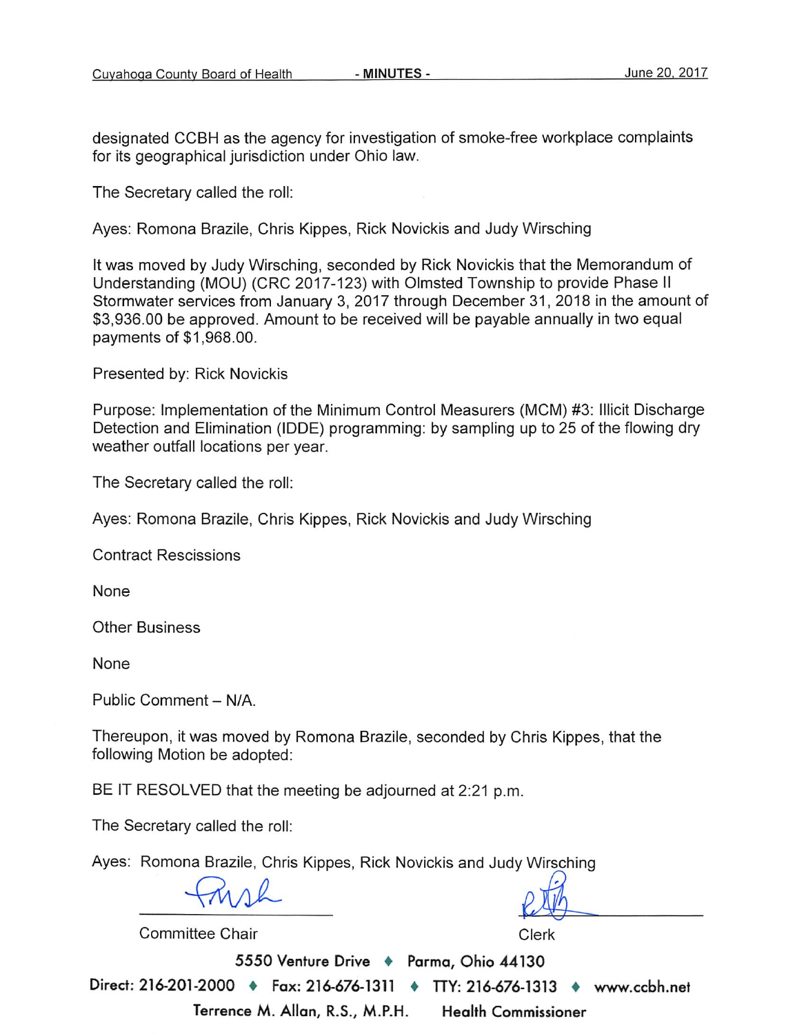designated CCBH as the agency for investigation of smoke-free workplace complaints for its geographical jurisdiction under Ohio law.

The Secretary called the roll:

Ayes: Romona Brazile, Chris Kippes, Rick Novickis and Judy Wirsching

It was moved by Judy Wirsching, seconded by Rick Novickis that the Memorandum of Understanding (MOU) (CRC 2017-123) with Olmsted Township to provide Phase II Stormwater services from January 3, 2017 through December 31, 2018 in the amount of $3,936.00 be approved. Amount to be received will be payable annually in two equal payments of $1,968.00.

Presented by: Rick Novickis

Purpose: Implementation of the Minimum Control Measurers (MCM) #3: Illicit Discharge Detection and Elimination (IDDE) programming: by sampling up to 25 of the flowing dry weather outfall locations per year.

The Secretary called the roll:

Ayes: Romona Brazile, Chris Kippes, Rick Novickis and Judy Wirsching

Contract Rescissions

None

Other Business

None

Public Comment – N/A.

Thereupon, it was moved by Romona Brazile, seconded by Chris Kippes, that the following Motion be adopted:

BE IT RESOLVED that the meeting be adjourned at 2:21 p.m.

The Secretary called the roll:

Ayes: Romona Brazile, Chris Kippes, Rick Novickis and Judy Wirsching

Committee Chair

Clerk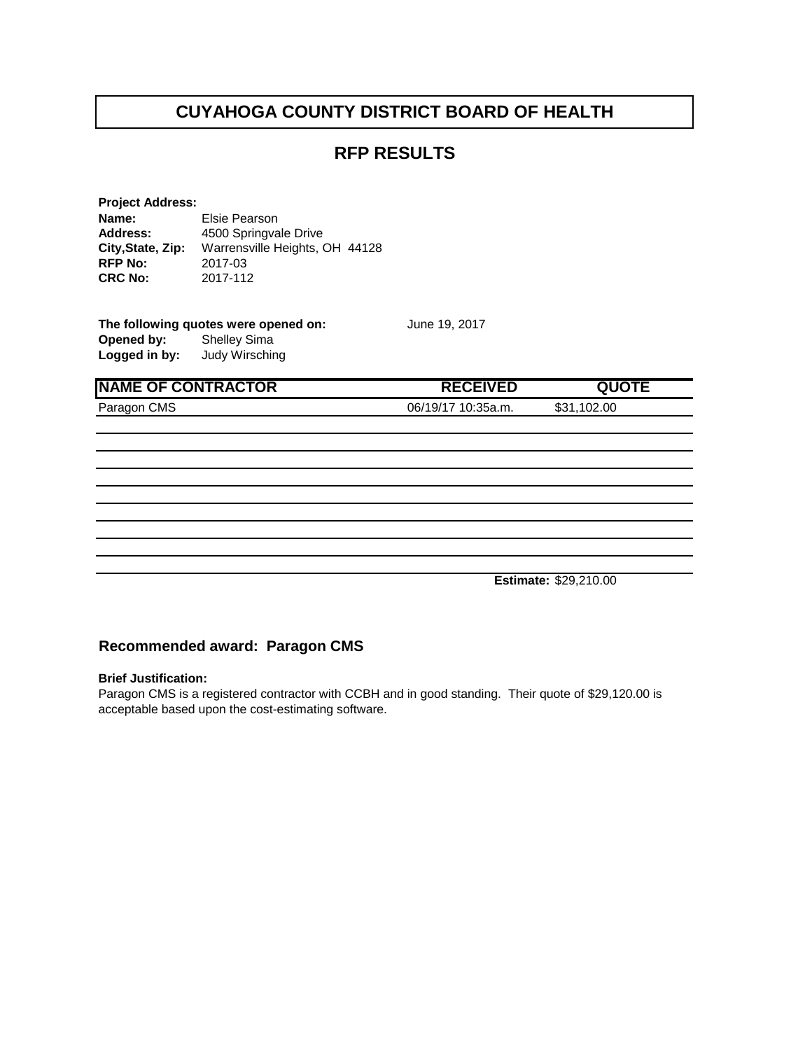# CUYAHOGA COUNTY DISTRICT BOARD OF HEALTH

## RFP RESULTS

**Project Address:**
**Name:** Elsie Pearson
**Address:** 4500 Springvale Drive
**City,State, Zip:** Warrensville Heights, OH 44128
**RFP No:** 2017-03
**CRC No:** 2017-112

**The following quotes were opened on:** June 19, 2017
**Opened by:** Shelley Sima
**Logged in by:** Judy Wirsching

| NAME OF CONTRACTOR | RECEIVED | QUOTE |
|---|---|---|
| Paragon CMS | 06/19/17 10:35a.m. | $31,102.00 |
| | | |
| | | |
| | | |
| | | |
| | | |
| | | |
| | | |
| | | |
| | | **Estimate:** $29,210.00 |

### Recommended award: Paragon CMS

**Brief Justification:**
Paragon CMS is a registered contractor with CCBH and in good standing. Their quote of $29,120.00 is acceptable based upon the cost-estimating software.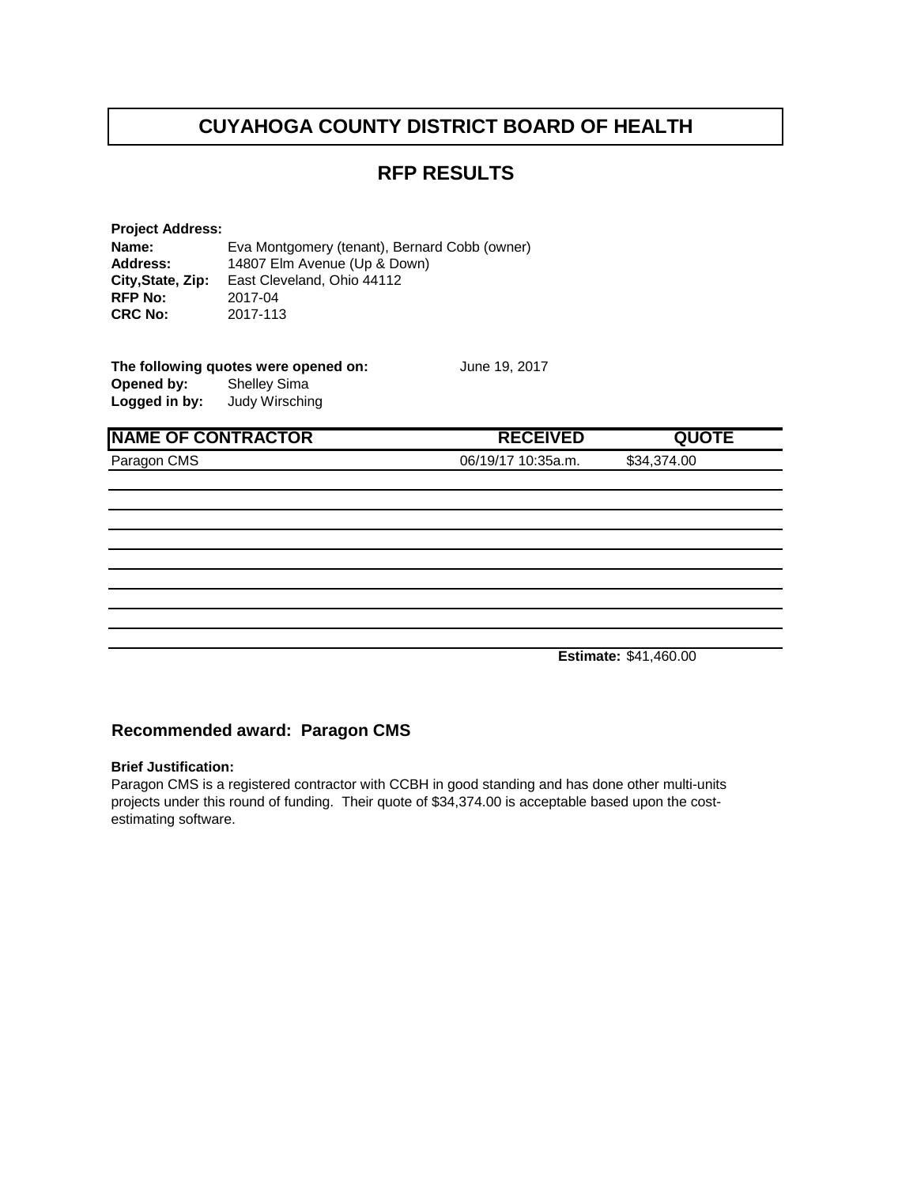# CUYAHOGA COUNTY DISTRICT BOARD OF HEALTH

## RFP RESULTS

**Project Address:**

**Name:** Eva Montgomery (tenant), Bernard Cobb (owner)
**Address:** 14807 Elm Avenue (Up & Down)
**City,State, Zip:** East Cleveland, Ohio 44112
**RFP No:** 2017-04
**CRC No:** 2017-113

**The following quotes were opened on:** June 19, 2017
**Opened by:** Shelley Sima
**Logged in by:** Judy Wirsching

| NAME OF CONTRACTOR | RECEIVED | QUOTE |
|---|---|---|
| Paragon CMS | 06/19/17 10:35a.m. | $34,374.00 |
| | | |
| | | |
| | | |
| | | |
| | | |
| | | |
| | | |
| | | |
| | **Estimate:** | $41,460.00 |

### Recommended award: Paragon CMS

**Brief Justification:**

Paragon CMS is a registered contractor with CCBH in good standing and has done other multi-units projects under this round of funding. Their quote of $34,374.00 is acceptable based upon the cost-estimating software.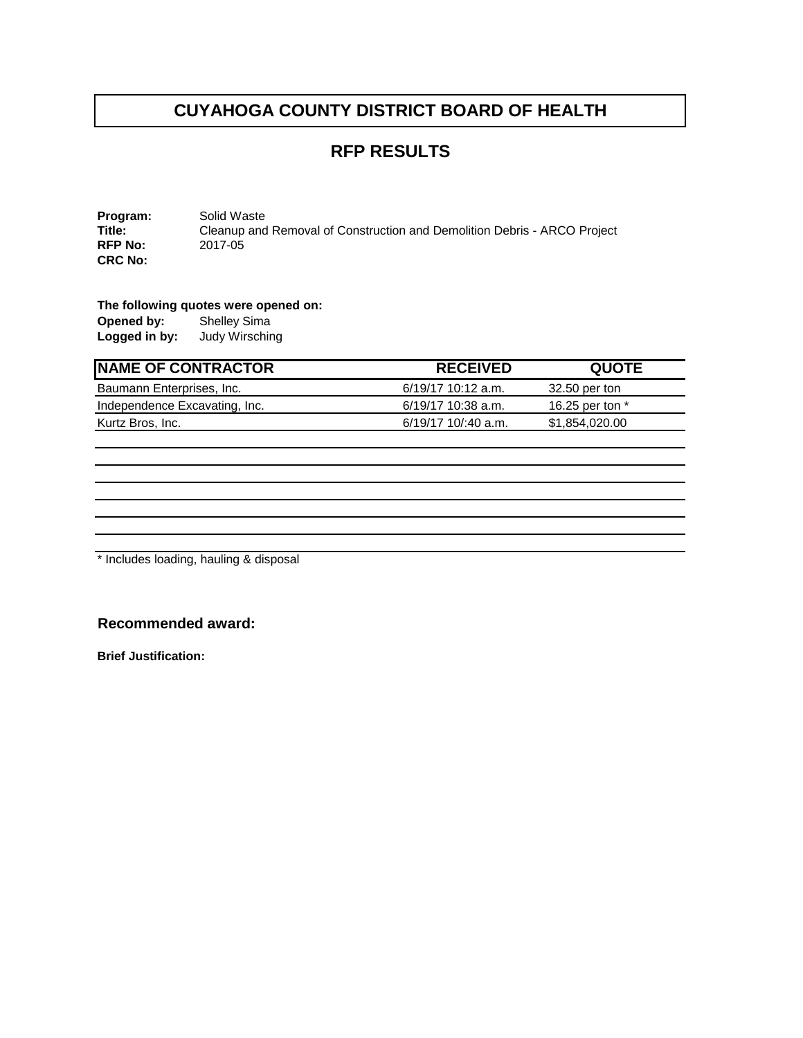# CUYAHOGA COUNTY DISTRICT BOARD OF HEALTH

## RFP RESULTS

**Program:** Solid Waste
**Title:** Cleanup and Removal of Construction and Demolition Debris - ARCO Project
**RFP No:** 2017-05
**CRC No:**

**The following quotes were opened on:**
**Opened by:** Shelley Sima
**Logged in by:** Judy Wirsching

| NAME OF CONTRACTOR | RECEIVED | QUOTE |
|---|---|---|
| Baumann Enterprises, Inc. | 6/19/17 10:12 a.m. | 32.50 per ton |
| Independence Excavating, Inc. | 6/19/17 10:38 a.m. | 16.25 per ton * |
| Kurtz Bros, Inc. | 6/19/17 10/:40 a.m. | $1,854,020.00 |

* Includes loading, hauling & disposal

### Recommended award:

**Brief Justification:**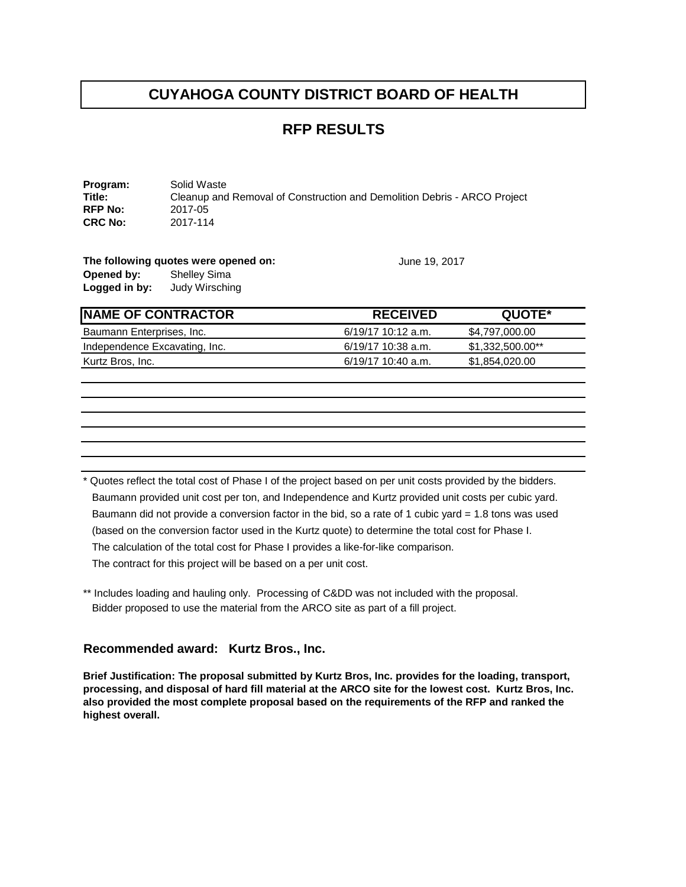# CUYAHOGA COUNTY DISTRICT BOARD OF HEALTH

## RFP RESULTS

**Program:** Solid Waste
**Title:** Cleanup and Removal of Construction and Demolition Debris - ARCO Project
**RFP No:** 2017-05
**CRC No:** 2017-114

**The following quotes were opened on:** June 19, 2017
**Opened by:** Shelley Sima
**Logged in by:** Judy Wirsching

| NAME OF CONTRACTOR | RECEIVED | QUOTE* |
|---|---|---|
| Baumann Enterprises, Inc. | 6/19/17 10:12 a.m. | $4,797,000.00 |
| Independence Excavating, Inc. | 6/19/17 10:38 a.m. | $1,332,500.00** |
| Kurtz Bros, Inc. | 6/19/17 10:40 a.m. | $1,854,020.00 |

* Quotes reflect the total cost of Phase I of the project based on per unit costs provided by the bidders. Baumann provided unit cost per ton, and Independence and Kurtz provided unit costs per cubic yard. Baumann did not provide a conversion factor in the bid, so a rate of 1 cubic yard = 1.8 tons was used (based on the conversion factor used in the Kurtz quote) to determine the total cost for Phase I. The calculation of the total cost for Phase I provides a like-for-like comparison. The contract for this project will be based on a per unit cost.

** Includes loading and hauling only. Processing of C&DD was not included with the proposal. Bidder proposed to use the material from the ARCO site as part of a fill project.

### Recommended award: Kurtz Bros., Inc.

**Brief Justification: The proposal submitted by Kurtz Bros, Inc. provides for the loading, transport, processing, and disposal of hard fill material at the ARCO site for the lowest cost. Kurtz Bros, Inc. also provided the most complete proposal based on the requirements of the RFP and ranked the highest overall.**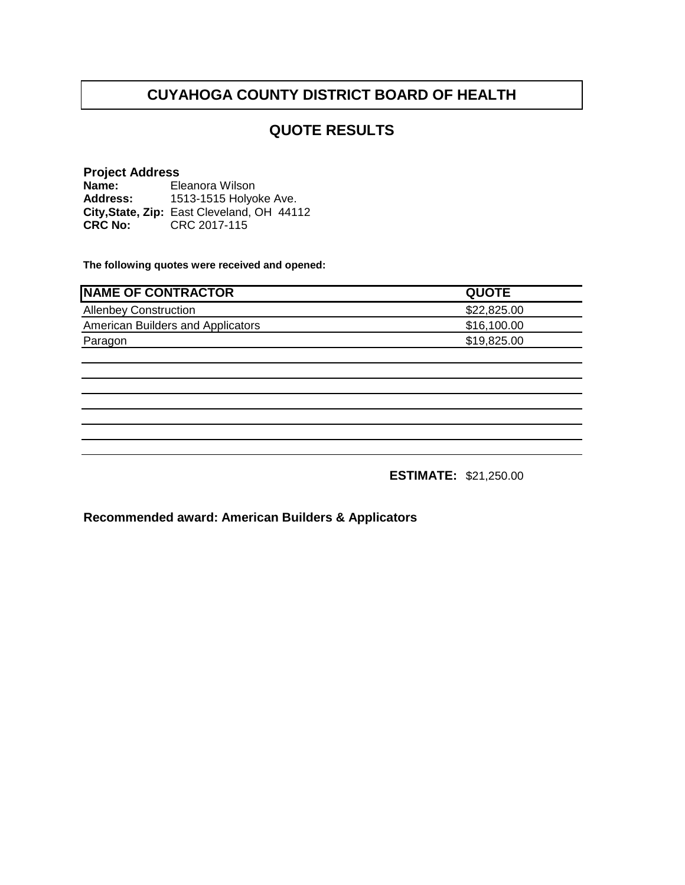# CUYAHOGA COUNTY DISTRICT BOARD OF HEALTH

## QUOTE RESULTS

**Project Address**
**Name:** Eleanora Wilson
**Address:** 1513-1515 Holyoke Ave.
**City,State, Zip:** East Cleveland, OH 44112
**CRC No:** CRC 2017-115

**The following quotes were received and opened:**

| NAME OF CONTRACTOR | QUOTE |
|---|---|
| Allenbey Construction | $22,825.00 |
| American Builders and Applicators | $16,100.00 |
| Paragon | $19,825.00 |

**ESTIMATE:** $21,250.00

**Recommended award: American Builders & Applicators**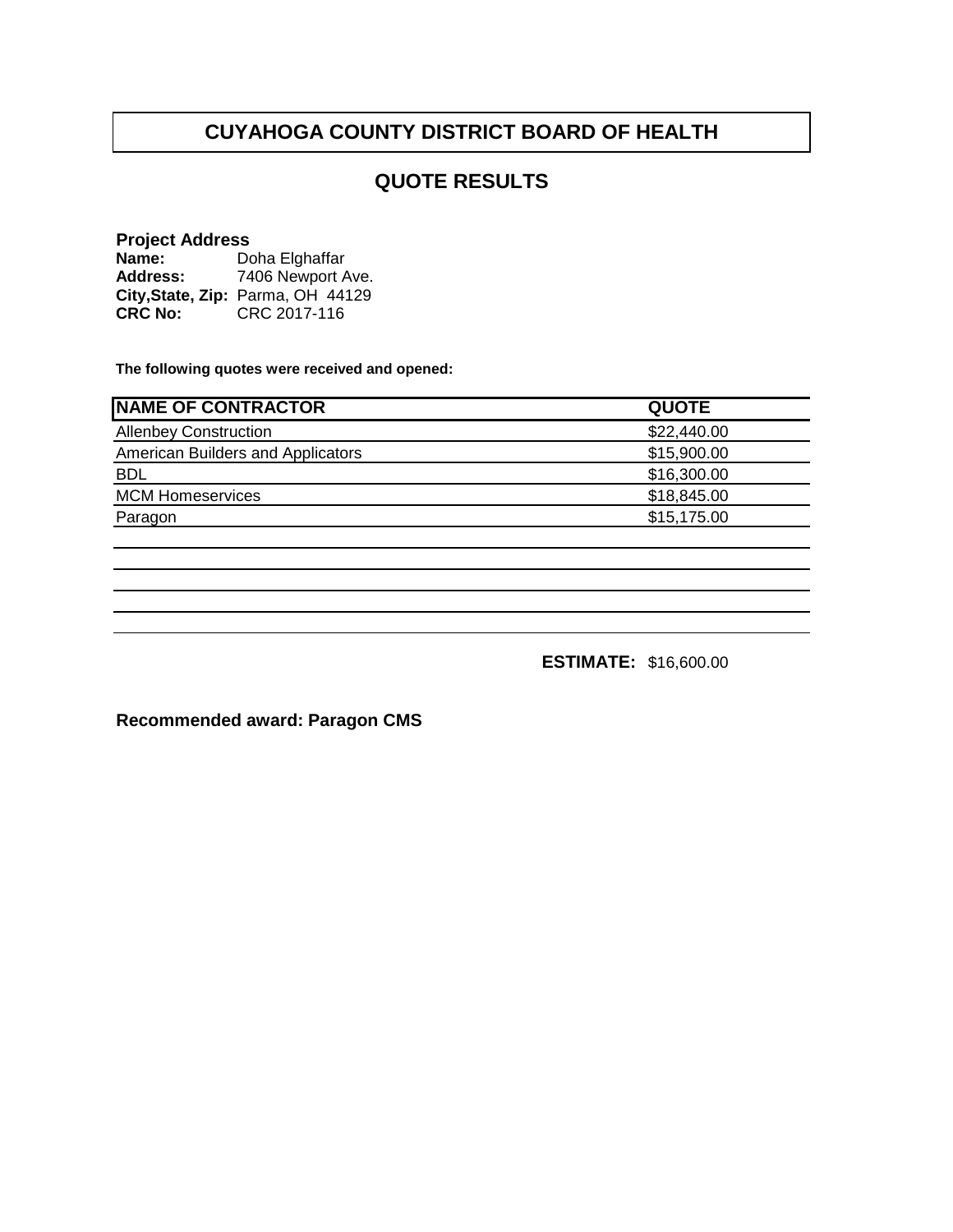# CUYAHOGA COUNTY DISTRICT BOARD OF HEALTH

## QUOTE RESULTS

**Project Address**
**Name:** Doha Elghaffar
**Address:** 7406 Newport Ave.
**City,State, Zip:** Parma, OH 44129
**CRC No:** CRC 2017-116

**The following quotes were received and opened:**

| NAME OF CONTRACTOR | QUOTE |
|---|---|
| Allenbey Construction | $22,440.00 |
| American Builders and Applicators | $15,900.00 |
| BDL | $16,300.00 |
| MCM Homeservices | $18,845.00 |
| Paragon | $15,175.00 |
| | |
| | |
| | |
| | |
| | |

**ESTIMATE:** $16,600.00

**Recommended award: Paragon CMS**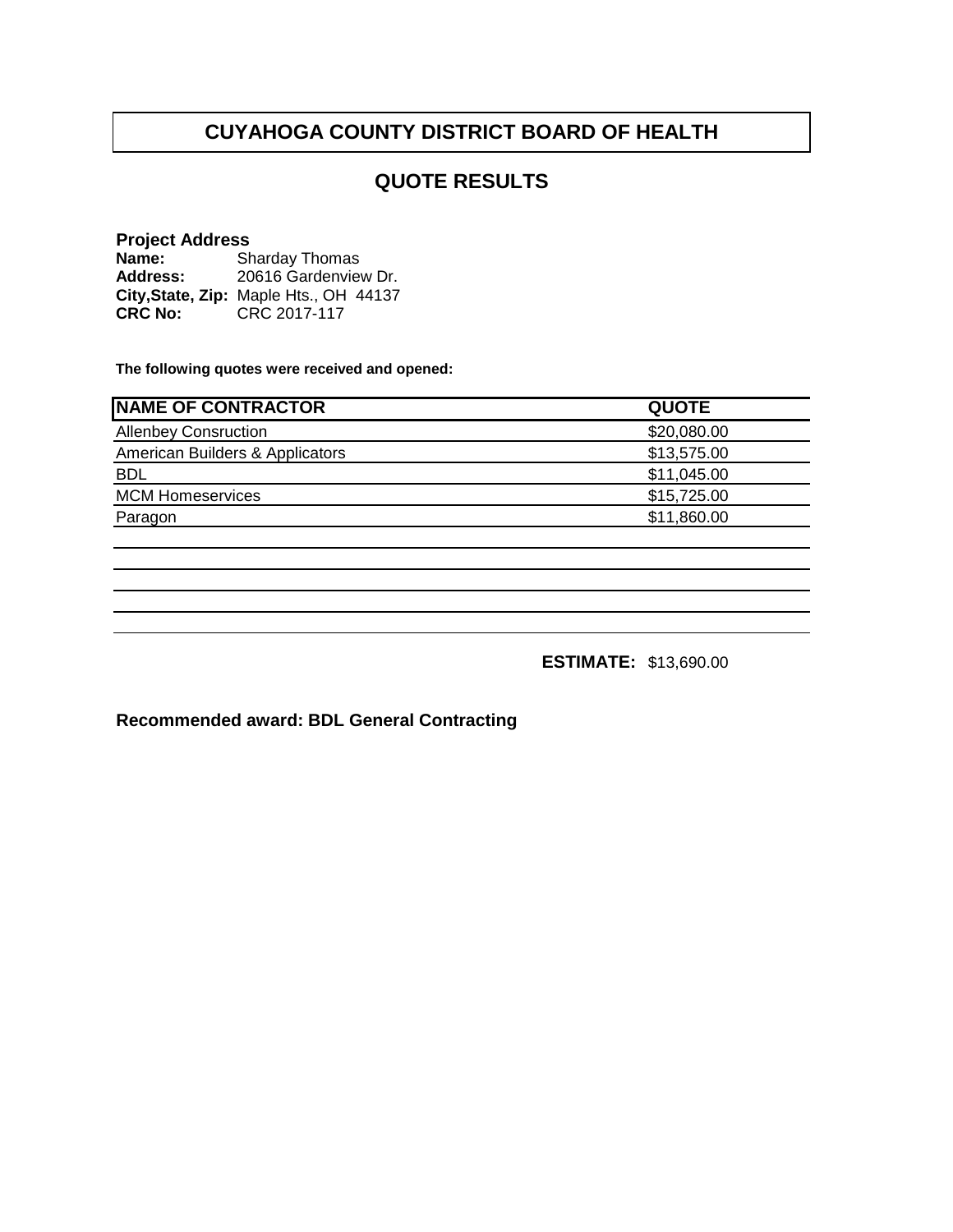# CUYAHOGA COUNTY DISTRICT BOARD OF HEALTH

## QUOTE RESULTS

**Project Address**
**Name:** Sharday Thomas
**Address:** 20616 Gardenview Dr.
**City,State, Zip:** Maple Hts., OH 44137
**CRC No:** CRC 2017-117

**The following quotes were received and opened:**

| NAME OF CONTRACTOR | QUOTE |
|---|---|
| Allenbey Consruction | $20,080.00 |
| American Builders & Applicators | $13,575.00 |
| BDL | $11,045.00 |
| MCM Homeservices | $15,725.00 |
| Paragon | $11,860.00 |

**ESTIMATE:** $13,690.00

**Recommended award: BDL General Contracting**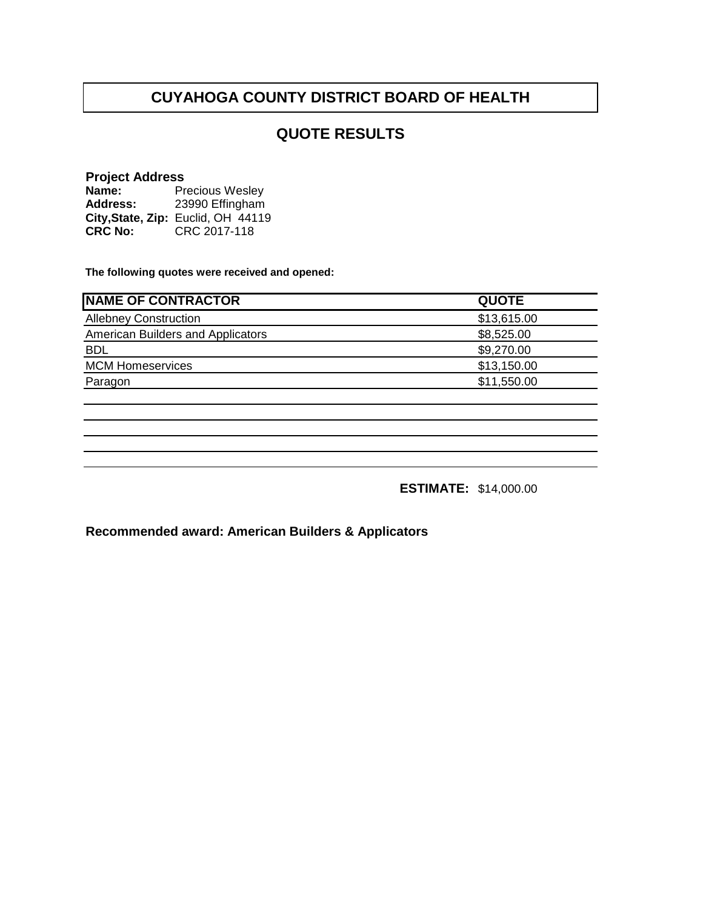# CUYAHOGA COUNTY DISTRICT BOARD OF HEALTH

## QUOTE RESULTS

**Project Address**

**Name:** Precious Wesley
**Address:** 23990 Effingham
**City,State, Zip:** Euclid, OH 44119
**CRC No:** CRC 2017-118

**The following quotes were received and opened:**

| NAME OF CONTRACTOR | QUOTE |
|---|---|
| Allebney Construction | $13,615.00 |
| American Builders and Applicators | $8,525.00 |
| BDL | $9,270.00 |
| MCM Homeservices | $13,150.00 |
| Paragon | $11,550.00 |

**ESTIMATE:** $14,000.00

**Recommended award: American Builders & Applicators**